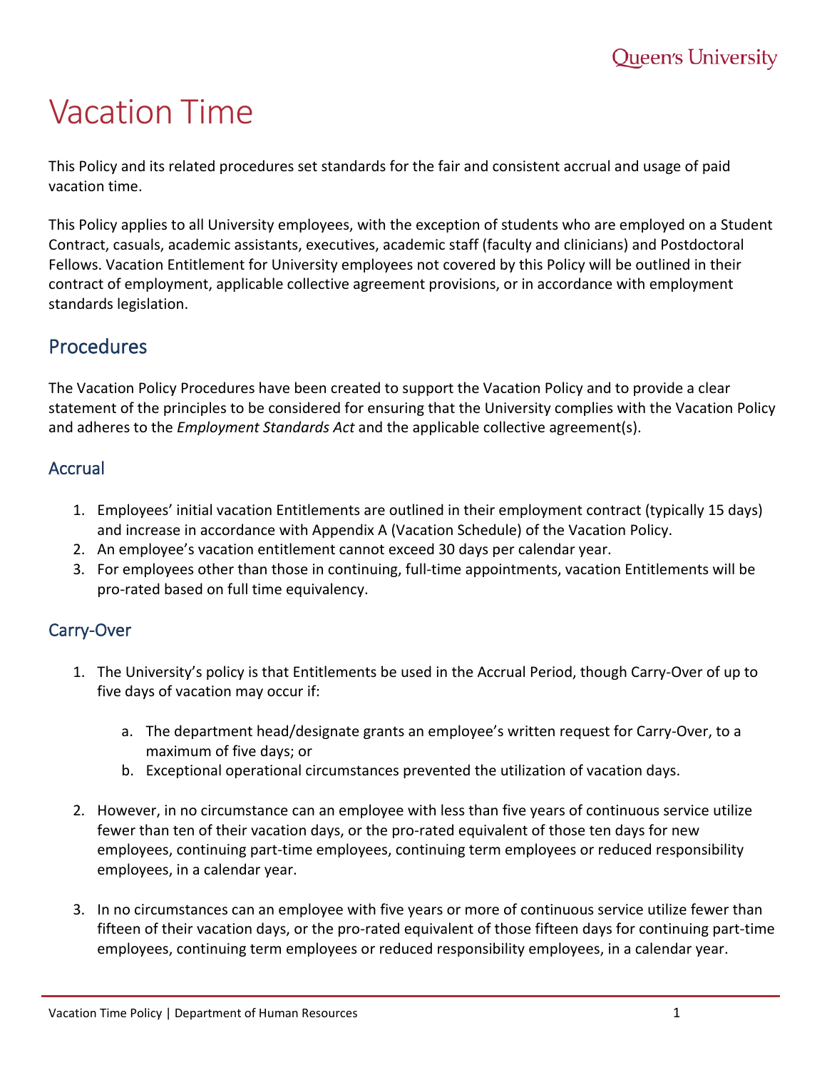# Vacation Time

This Policy and its related procedures set standards for the fair and consistent accrual and usage of paid vacation time.

This Policy applies to all University employees, with the exception of students who are employed on a Student Contract, casuals, academic assistants, executives, academic staff (faculty and clinicians) and Postdoctoral Fellows. Vacation Entitlement for University employees not covered by this Policy will be outlined in their contract of employment, applicable collective agreement provisions, or in accordance with employment standards legislation.

## Procedures

The Vacation Policy Procedures have been created to support the Vacation Policy and to provide a clear statement of the principles to be considered for ensuring that the University complies with the Vacation Policy and adheres to the *Employment Standards Act* and the applicable collective agreement(s).

### Accrual

1. Employees' initial vacation Entitlements are outlined in their employment contract (typically 15 days) and increase in accordance with Appendix A (Vacation Schedule) of the Vacation Policy.
2. An employee's vacation entitlement cannot exceed 30 days per calendar year.
3. For employees other than those in continuing, full-time appointments, vacation Entitlements will be pro-rated based on full time equivalency.

### Carry-Over

1. The University's policy is that Entitlements be used in the Accrual Period, though Carry-Over of up to five days of vacation may occur if:

   a. The department head/designate grants an employee's written request for Carry-Over, to a maximum of five days; or
   
   b. Exceptional operational circumstances prevented the utilization of vacation days.

2. However, in no circumstance can an employee with less than five years of continuous service utilize fewer than ten of their vacation days, or the pro-rated equivalent of those ten days for new employees, continuing part-time employees, continuing term employees or reduced responsibility employees, in a calendar year.

3. In no circumstances can an employee with five years or more of continuous service utilize fewer than fifteen of their vacation days, or the pro-rated equivalent of those fifteen days for continuing part-time employees, continuing term employees or reduced responsibility employees, in a calendar year.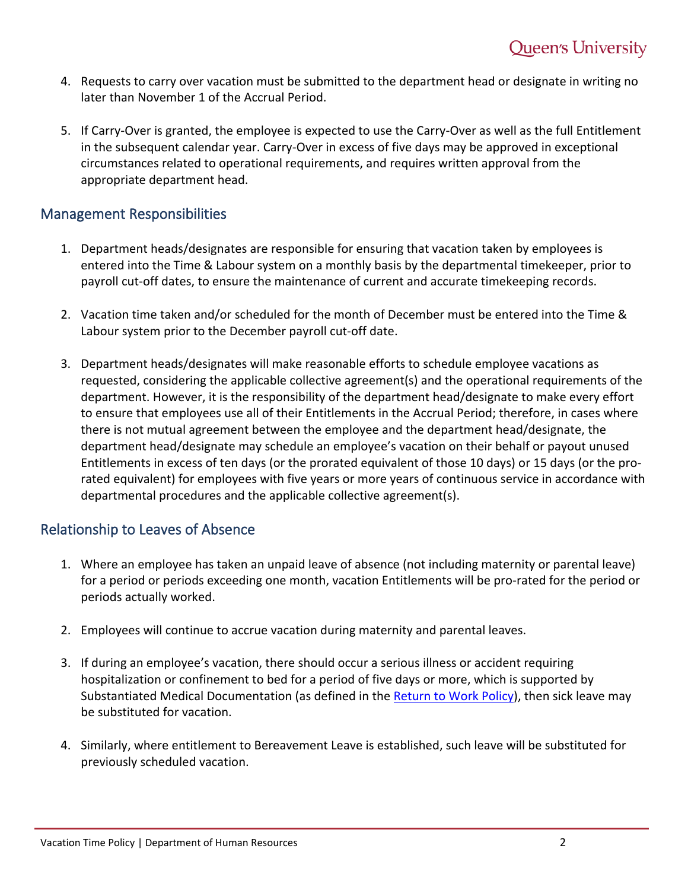4. Requests to carry over vacation must be submitted to the department head or designate in writing no later than November 1 of the Accrual Period.

5. If Carry-Over is granted, the employee is expected to use the Carry-Over as well as the full Entitlement in the subsequent calendar year. Carry-Over in excess of five days may be approved in exceptional circumstances related to operational requirements, and requires written approval from the appropriate department head.

## Management Responsibilities

1. Department heads/designates are responsible for ensuring that vacation taken by employees is entered into the Time & Labour system on a monthly basis by the departmental timekeeper, prior to payroll cut-off dates, to ensure the maintenance of current and accurate timekeeping records.

2. Vacation time taken and/or scheduled for the month of December must be entered into the Time & Labour system prior to the December payroll cut-off date.

3. Department heads/designates will make reasonable efforts to schedule employee vacations as requested, considering the applicable collective agreement(s) and the operational requirements of the department. However, it is the responsibility of the department head/designate to make every effort to ensure that employees use all of their Entitlements in the Accrual Period; therefore, in cases where there is not mutual agreement between the employee and the department head/designate, the department head/designate may schedule an employee's vacation on their behalf or payout unused Entitlements in excess of ten days (or the prorated equivalent of those 10 days) or 15 days (or the pro-rated equivalent) for employees with five years or more years of continuous service in accordance with departmental procedures and the applicable collective agreement(s).

## Relationship to Leaves of Absence

1. Where an employee has taken an unpaid leave of absence (not including maternity or parental leave) for a period or periods exceeding one month, vacation Entitlements will be pro-rated for the period or periods actually worked.

2. Employees will continue to accrue vacation during maternity and parental leaves.

3. If during an employee's vacation, there should occur a serious illness or accident requiring hospitalization or confinement to bed for a period of five days or more, which is supported by Substantiated Medical Documentation (as defined in the Return to Work Policy), then sick leave may be substituted for vacation.

4. Similarly, where entitlement to Bereavement Leave is established, such leave will be substituted for previously scheduled vacation.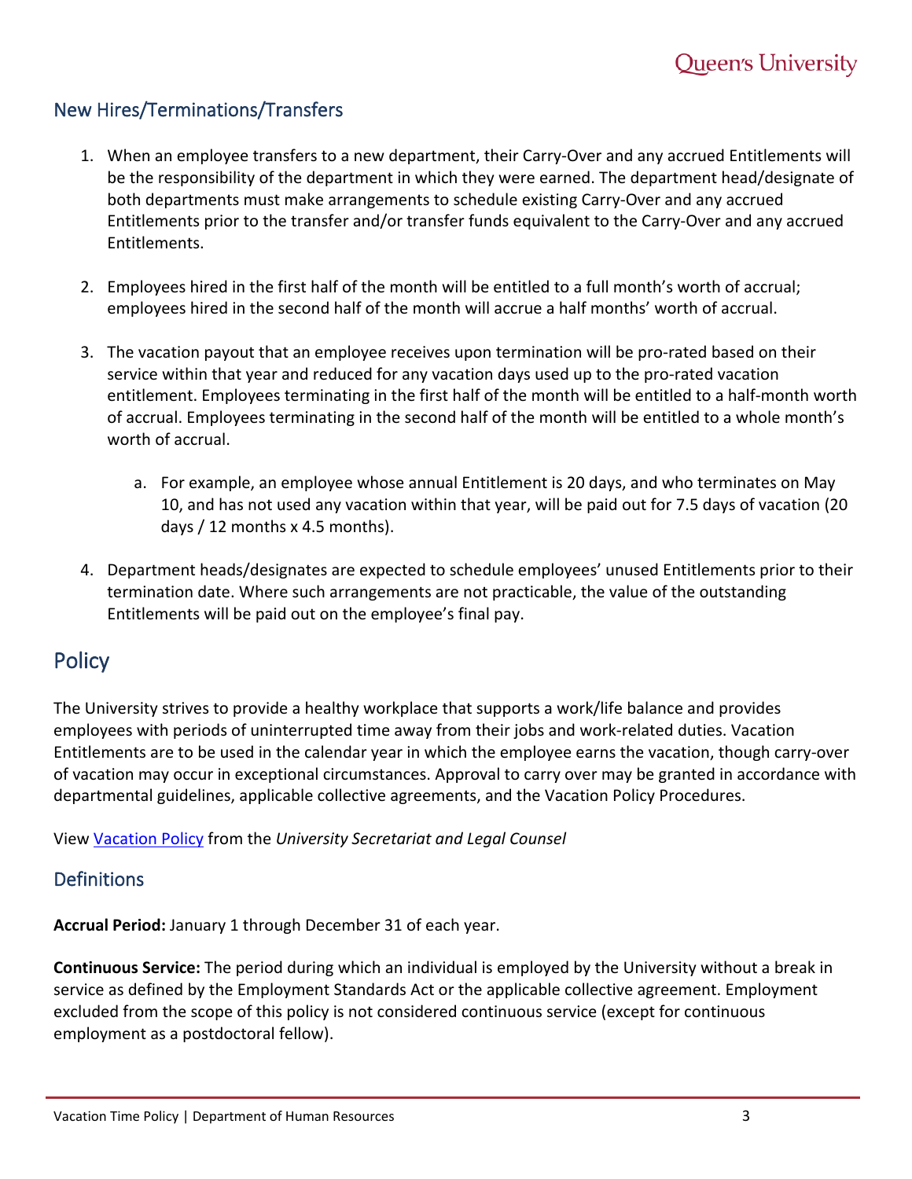## New Hires/Terminations/Transfers

1. When an employee transfers to a new department, their Carry-Over and any accrued Entitlements will be the responsibility of the department in which they were earned. The department head/designate of both departments must make arrangements to schedule existing Carry-Over and any accrued Entitlements prior to the transfer and/or transfer funds equivalent to the Carry-Over and any accrued Entitlements.

2. Employees hired in the first half of the month will be entitled to a full month's worth of accrual; employees hired in the second half of the month will accrue a half months' worth of accrual.

3. The vacation payout that an employee receives upon termination will be pro-rated based on their service within that year and reduced for any vacation days used up to the pro-rated vacation entitlement. Employees terminating in the first half of the month will be entitled to a half-month worth of accrual. Employees terminating in the second half of the month will be entitled to a whole month's worth of accrual.

    a. For example, an employee whose annual Entitlement is 20 days, and who terminates on May 10, and has not used any vacation within that year, will be paid out for 7.5 days of vacation (20 days / 12 months x 4.5 months).

4. Department heads/designates are expected to schedule employees' unused Entitlements prior to their termination date. Where such arrangements are not practicable, the value of the outstanding Entitlements will be paid out on the employee's final pay.

# Policy

The University strives to provide a healthy workplace that supports a work/life balance and provides employees with periods of uninterrupted time away from their jobs and work-related duties. Vacation Entitlements are to be used in the calendar year in which the employee earns the vacation, though carry-over of vacation may occur in exceptional circumstances. Approval to carry over may be granted in accordance with departmental guidelines, applicable collective agreements, and the Vacation Policy Procedures.

View [Vacation Policy](#) from the *University Secretariat and Legal Counsel*

## Definitions

**Accrual Period:** January 1 through December 31 of each year.

**Continuous Service:** The period during which an individual is employed by the University without a break in service as defined by the Employment Standards Act or the applicable collective agreement. Employment excluded from the scope of this policy is not considered continuous service (except for continuous employment as a postdoctoral fellow).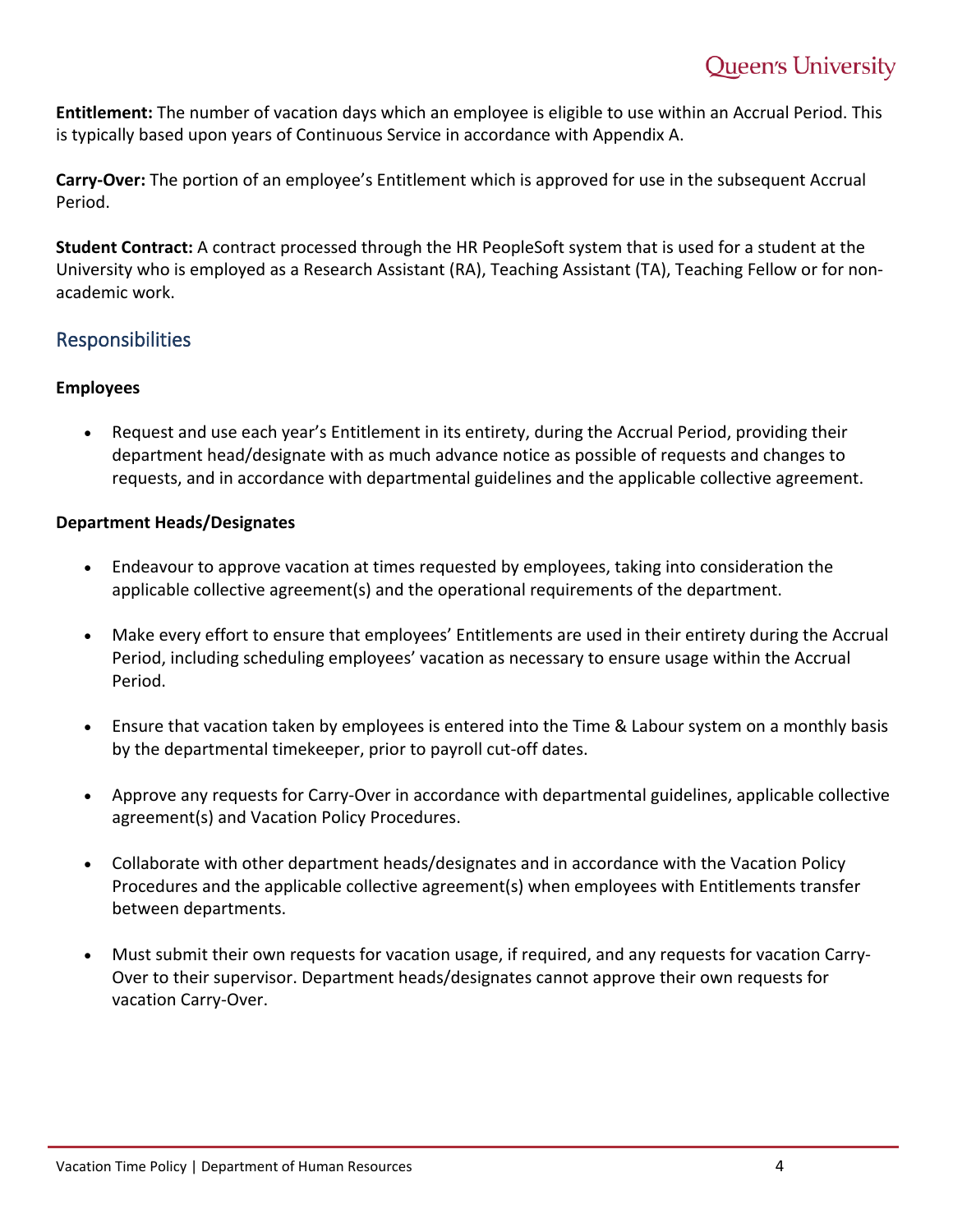**Entitlement:** The number of vacation days which an employee is eligible to use within an Accrual Period. This is typically based upon years of Continuous Service in accordance with Appendix A.

**Carry-Over:** The portion of an employee's Entitlement which is approved for use in the subsequent Accrual Period.

**Student Contract:** A contract processed through the HR PeopleSoft system that is used for a student at the University who is employed as a Research Assistant (RA), Teaching Assistant (TA), Teaching Fellow or for non-academic work.

## Responsibilities

**Employees**

- Request and use each year's Entitlement in its entirety, during the Accrual Period, providing their department head/designate with as much advance notice as possible of requests and changes to requests, and in accordance with departmental guidelines and the applicable collective agreement.

**Department Heads/Designates**

- Endeavour to approve vacation at times requested by employees, taking into consideration the applicable collective agreement(s) and the operational requirements of the department.

- Make every effort to ensure that employees' Entitlements are used in their entirety during the Accrual Period, including scheduling employees' vacation as necessary to ensure usage within the Accrual Period.

- Ensure that vacation taken by employees is entered into the Time & Labour system on a monthly basis by the departmental timekeeper, prior to payroll cut-off dates.

- Approve any requests for Carry-Over in accordance with departmental guidelines, applicable collective agreement(s) and Vacation Policy Procedures.

- Collaborate with other department heads/designates and in accordance with the Vacation Policy Procedures and the applicable collective agreement(s) when employees with Entitlements transfer between departments.

- Must submit their own requests for vacation usage, if required, and any requests for vacation Carry-Over to their supervisor. Department heads/designates cannot approve their own requests for vacation Carry-Over.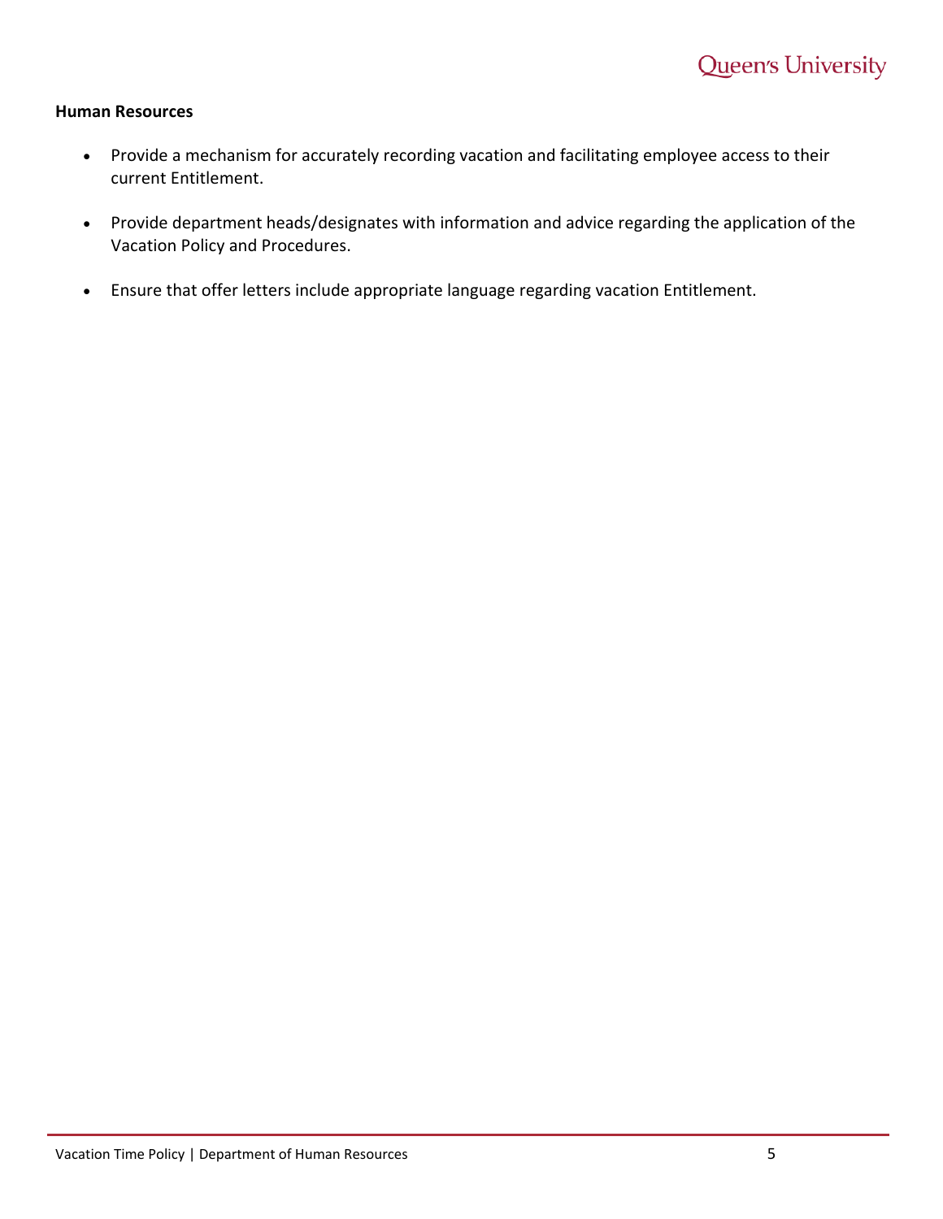**Human Resources**

- Provide a mechanism for accurately recording vacation and facilitating employee access to their current Entitlement.

- Provide department heads/designates with information and advice regarding the application of the Vacation Policy and Procedures.

- Ensure that offer letters include appropriate language regarding vacation Entitlement.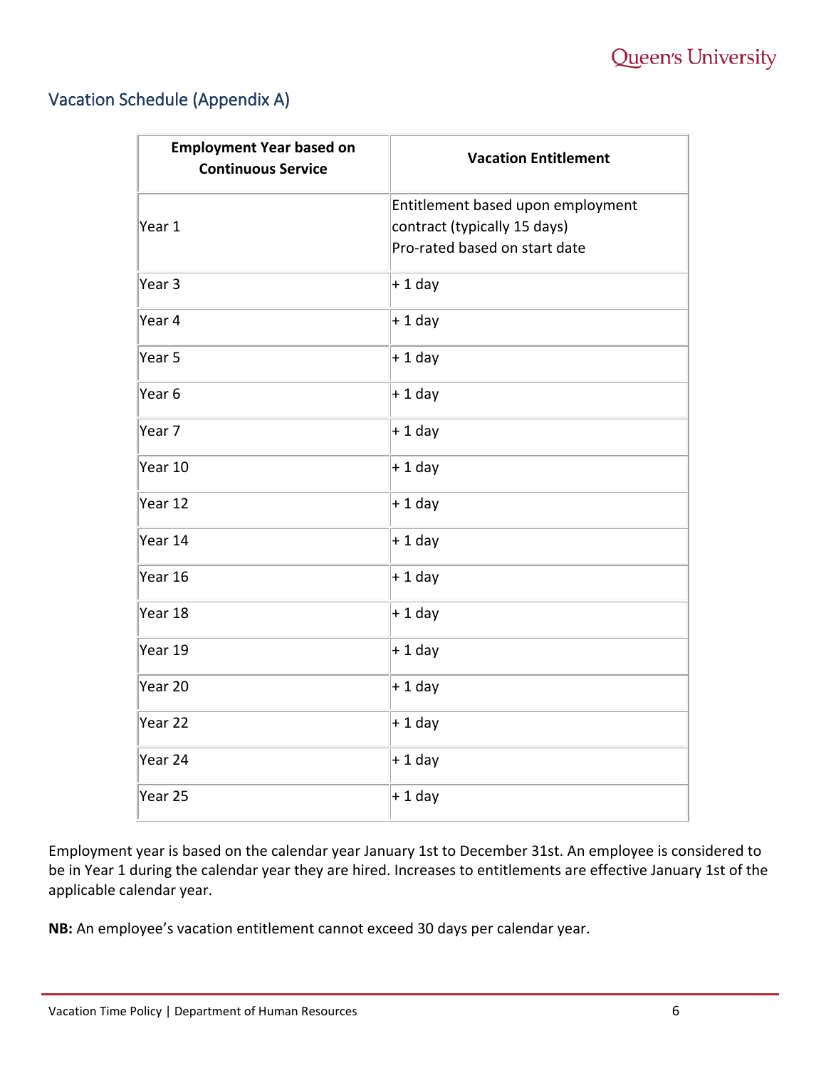## Vacation Schedule (Appendix A)

| Employment Year based on Continuous Service | Vacation Entitlement |
|---|---|
| Year 1 | Entitlement based upon employment contract (typically 15 days)<br>Pro-rated based on start date |
| Year 3 | + 1 day |
| Year 4 | + 1 day |
| Year 5 | + 1 day |
| Year 6 | + 1 day |
| Year 7 | + 1 day |
| Year 10 | + 1 day |
| Year 12 | + 1 day |
| Year 14 | + 1 day |
| Year 16 | + 1 day |
| Year 18 | + 1 day |
| Year 19 | + 1 day |
| Year 20 | + 1 day |
| Year 22 | + 1 day |
| Year 24 | + 1 day |
| Year 25 | + 1 day |

Employment year is based on the calendar year January 1st to December 31st. An employee is considered to be in Year 1 during the calendar year they are hired. Increases to entitlements are effective January 1st of the applicable calendar year.

**NB:** An employee's vacation entitlement cannot exceed 30 days per calendar year.